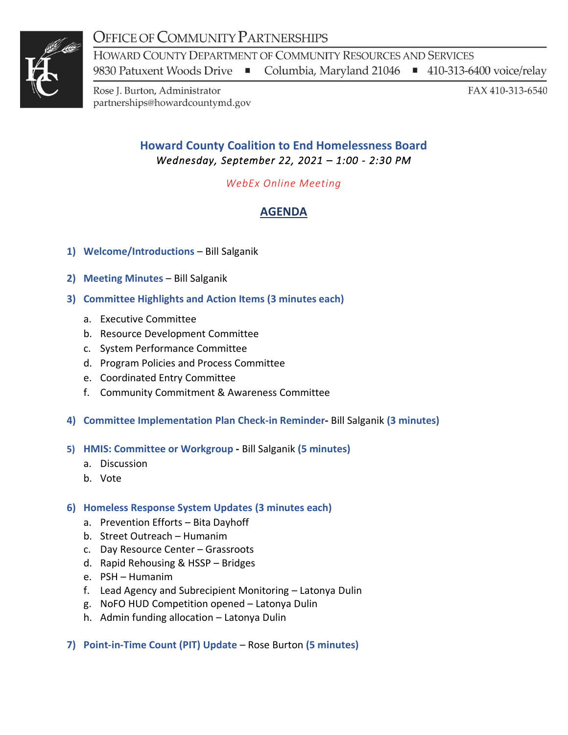# Office of Community Partnerships

Howard County Department of Community Resources and Services
9830 Patuxent Woods Drive ▪ Columbia, Maryland 21046 ▪ 410-313-6400 voice/relay

Rose J. Burton, Administrator
partnerships@howardcountymd.gov

FAX 410-313-6540

## Howard County Coalition to End Homelessness Board

*Wednesday, September 22, 2021 – 1:00 - 2:30 PM*

*WebEx Online Meeting*

## AGENDA

1) **Welcome/Introductions** – Bill Salganik
2) **Meeting Minutes** – Bill Salganik
3) **Committee Highlights and Action Items (3 minutes each)**
   a. Executive Committee
   b. Resource Development Committee
   c. System Performance Committee
   d. Program Policies and Process Committee
   e. Coordinated Entry Committee
   f. Community Commitment & Awareness Committee
4) **Committee Implementation Plan Check-in Reminder**- Bill Salganik **(3 minutes)**
5) **HMIS: Committee or Workgroup** - Bill Salganik **(5 minutes)**
   a. Discussion
   b. Vote
6) **Homeless Response System Updates (3 minutes each)**
   a. Prevention Efforts – Bita Dayhoff
   b. Street Outreach – Humanim
   c. Day Resource Center – Grassroots
   d. Rapid Rehousing & HSSP – Bridges
   e. PSH – Humanim
   f. Lead Agency and Subrecipient Monitoring – Latonya Dulin
   g. NoFO HUD Competition opened – Latonya Dulin
   h. Admin funding allocation – Latonya Dulin
7) **Point-in-Time Count (PIT) Update** – Rose Burton **(5 minutes)**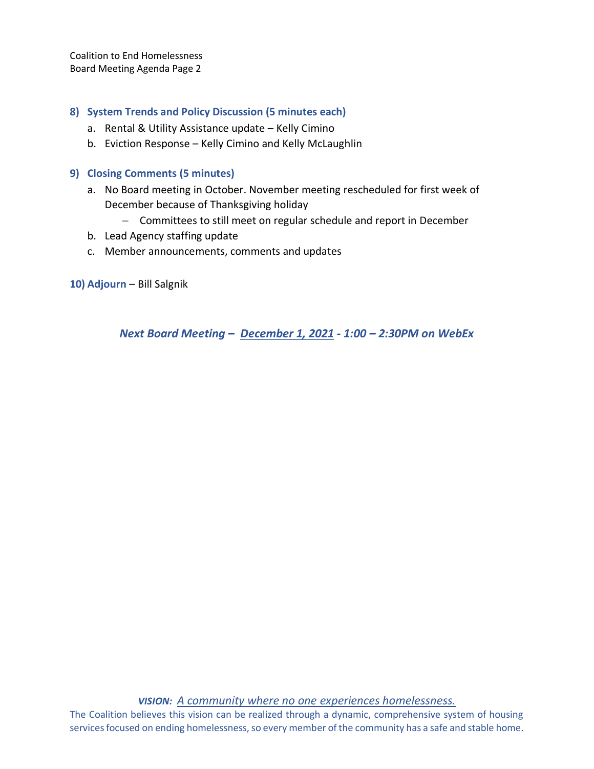## 8) System Trends and Policy Discussion (5 minutes each)

a. Rental & Utility Assistance update – Kelly Cimino
b. Eviction Response – Kelly Cimino and Kelly McLaughlin

## 9) Closing Comments (5 minutes)

a. No Board meeting in October. November meeting rescheduled for first week of December because of Thanksgiving holiday
   - Committees to still meet on regular schedule and report in December
b. Lead Agency staffing update
c. Member announcements, comments and updates

**10) Adjourn** – Bill Salgnik

***Next Board Meeting – December 1, 2021 - 1:00 – 2:30PM on WebEx***

***VISION:*** *A community where no one experiences homelessness.*

The Coalition believes this vision can be realized through a dynamic, comprehensive system of housing services focused on ending homelessness, so every member of the community has a safe and stable home.